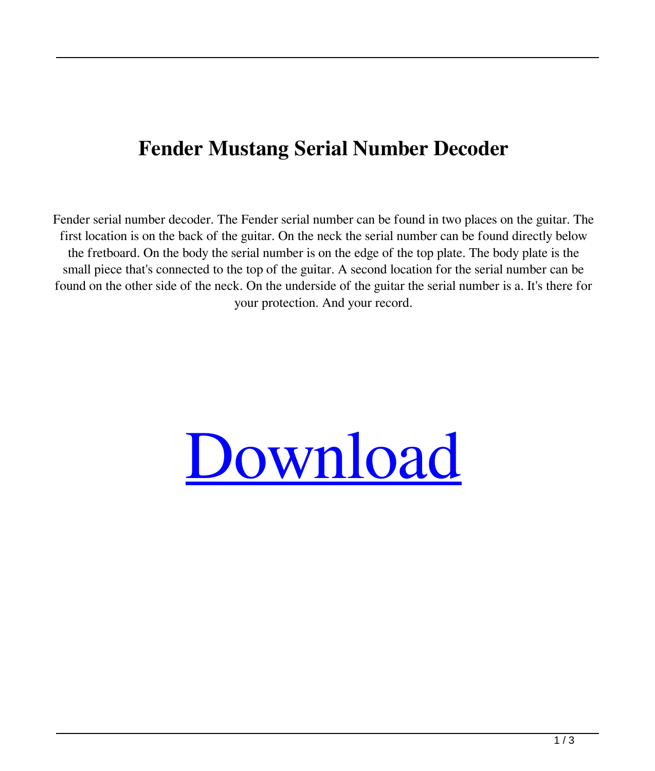# Fender Mustang Serial Number Decoder

Fender serial number decoder. The Fender serial number can be found in two places on the guitar. The first location is on the back of the guitar. On the neck the serial number can be found directly below the fretboard. On the body the serial number is on the edge of the top plate. The body plate is the small piece that's connected to the top of the guitar. A second location for the serial number can be found on the other side of the neck. On the underside of the guitar the serial number is a. It's there for your protection. And your record.

Download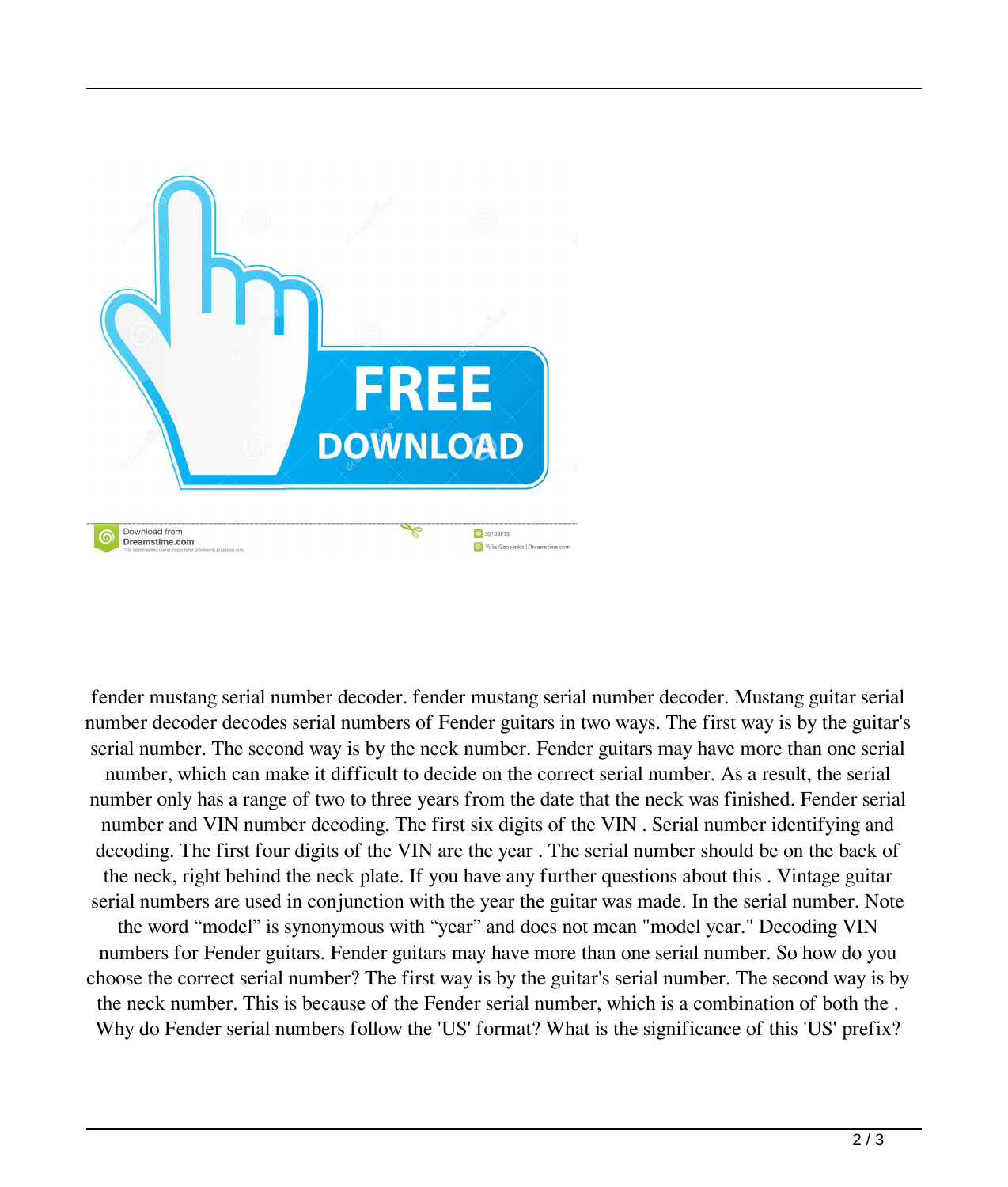fender mustang serial number decoder. fender mustang serial number decoder. Mustang guitar serial number decoder decodes serial numbers of Fender guitars in two ways. The first way is by the guitar's serial number. The second way is by the neck number. Fender guitars may have more than one serial number, which can make it difficult to decide on the correct serial number. As a result, the serial number only has a range of two to three years from the date that the neck was finished. Fender serial number and VIN number decoding. The first six digits of the VIN . Serial number identifying and decoding. The first four digits of the VIN are the year . The serial number should be on the back of the neck, right behind the neck plate. If you have any further questions about this . Vintage guitar serial numbers are used in conjunction with the year the guitar was made. In the serial number. Note the word “model” is synonymous with “year” and does not mean "model year." Decoding VIN numbers for Fender guitars. Fender guitars may have more than one serial number. So how do you choose the correct serial number? The first way is by the guitar's serial number. The second way is by the neck number. This is because of the Fender serial number, which is a combination of both the . Why do Fender serial numbers follow the 'US' format? What is the significance of this 'US' prefix?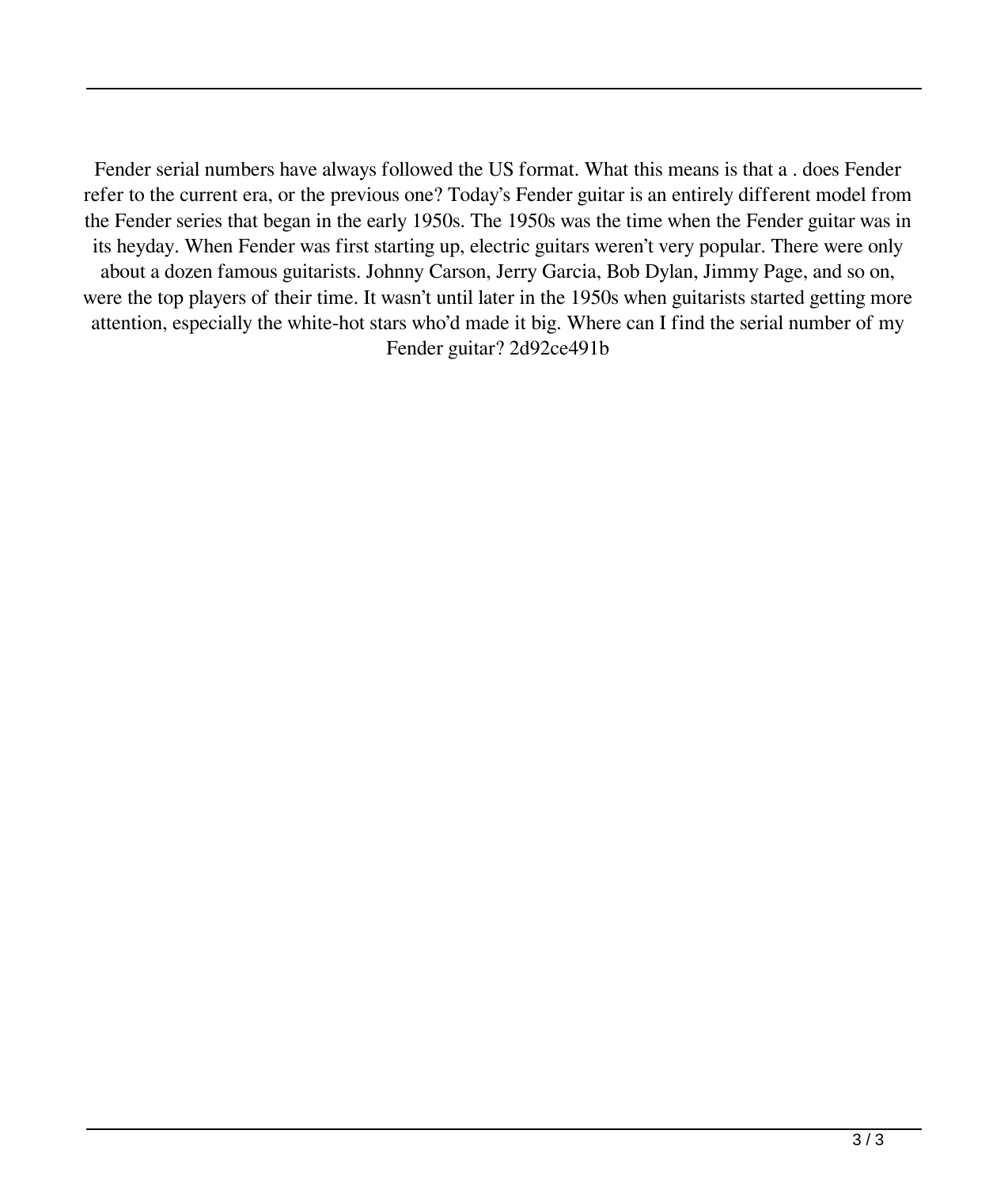Fender serial numbers have always followed the US format. What this means is that a . does Fender refer to the current era, or the previous one? Today's Fender guitar is an entirely different model from the Fender series that began in the early 1950s. The 1950s was the time when the Fender guitar was in its heyday. When Fender was first starting up, electric guitars weren't very popular. There were only about a dozen famous guitarists. Johnny Carson, Jerry Garcia, Bob Dylan, Jimmy Page, and so on, were the top players of their time. It wasn't until later in the 1950s when guitarists started getting more attention, especially the white-hot stars who'd made it big. Where can I find the serial number of my Fender guitar? 2d92ce491b